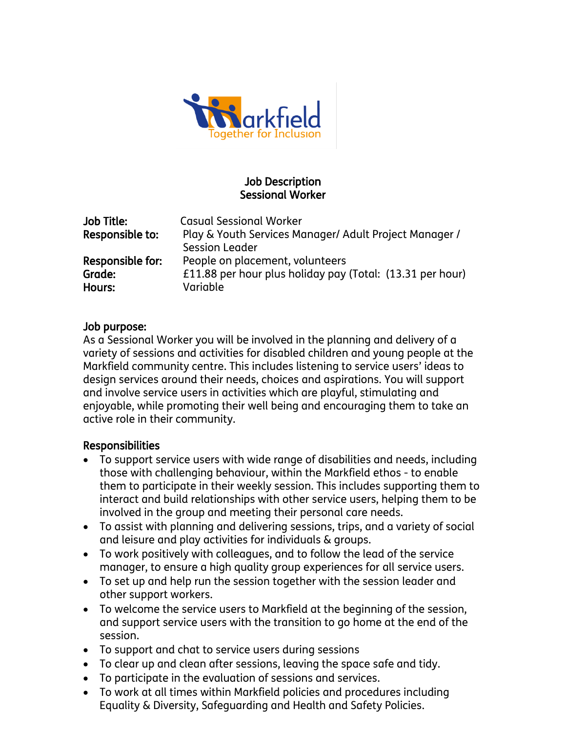**Job Description**
**Sessional Worker**

| | |
|---|---|
| **Job Title:** | Casual Sessional Worker |
| **Responsible to:** | Play & Youth Services Manager/ Adult Project Manager / Session Leader |
| **Responsible for:** | People on placement, volunteers |
| **Grade:** | £11.88 per hour plus holiday pay (Total: (13.31 per hour) |
| **Hours:** | Variable |

**Job purpose:**
As a Sessional Worker you will be involved in the planning and delivery of a variety of sessions and activities for disabled children and young people at the Markfield community centre. This includes listening to service users' ideas to design services around their needs, choices and aspirations. You will support and involve service users in activities which are playful, stimulating and enjoyable, while promoting their well being and encouraging them to take an active role in their community.

**Responsibilities**

- To support service users with wide range of disabilities and needs, including those with challenging behaviour, within the Markfield ethos - to enable them to participate in their weekly session. This includes supporting them to interact and build relationships with other service users, helping them to be involved in the group and meeting their personal care needs.
- To assist with planning and delivering sessions, trips, and a variety of social and leisure and play activities for individuals & groups.
- To work positively with colleagues, and to follow the lead of the service manager, to ensure a high quality group experiences for all service users.
- To set up and help run the session together with the session leader and other support workers.
- To welcome the service users to Markfield at the beginning of the session, and support service users with the transition to go home at the end of the session.
- To support and chat to service users during sessions
- To clear up and clean after sessions, leaving the space safe and tidy.
- To participate in the evaluation of sessions and services.
- To work at all times within Markfield policies and procedures including Equality & Diversity, Safeguarding and Health and Safety Policies.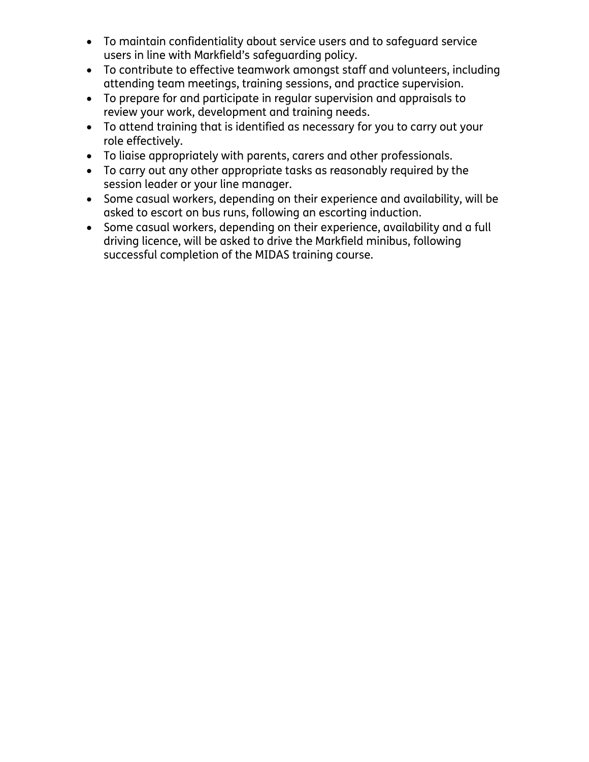- To maintain confidentiality about service users and to safeguard service users in line with Markfield's safeguarding policy.
- To contribute to effective teamwork amongst staff and volunteers, including attending team meetings, training sessions, and practice supervision.
- To prepare for and participate in regular supervision and appraisals to review your work, development and training needs.
- To attend training that is identified as necessary for you to carry out your role effectively.
- To liaise appropriately with parents, carers and other professionals.
- To carry out any other appropriate tasks as reasonably required by the session leader or your line manager.
- Some casual workers, depending on their experience and availability, will be asked to escort on bus runs, following an escorting induction.
- Some casual workers, depending on their experience, availability and a full driving licence, will be asked to drive the Markfield minibus, following successful completion of the MIDAS training course.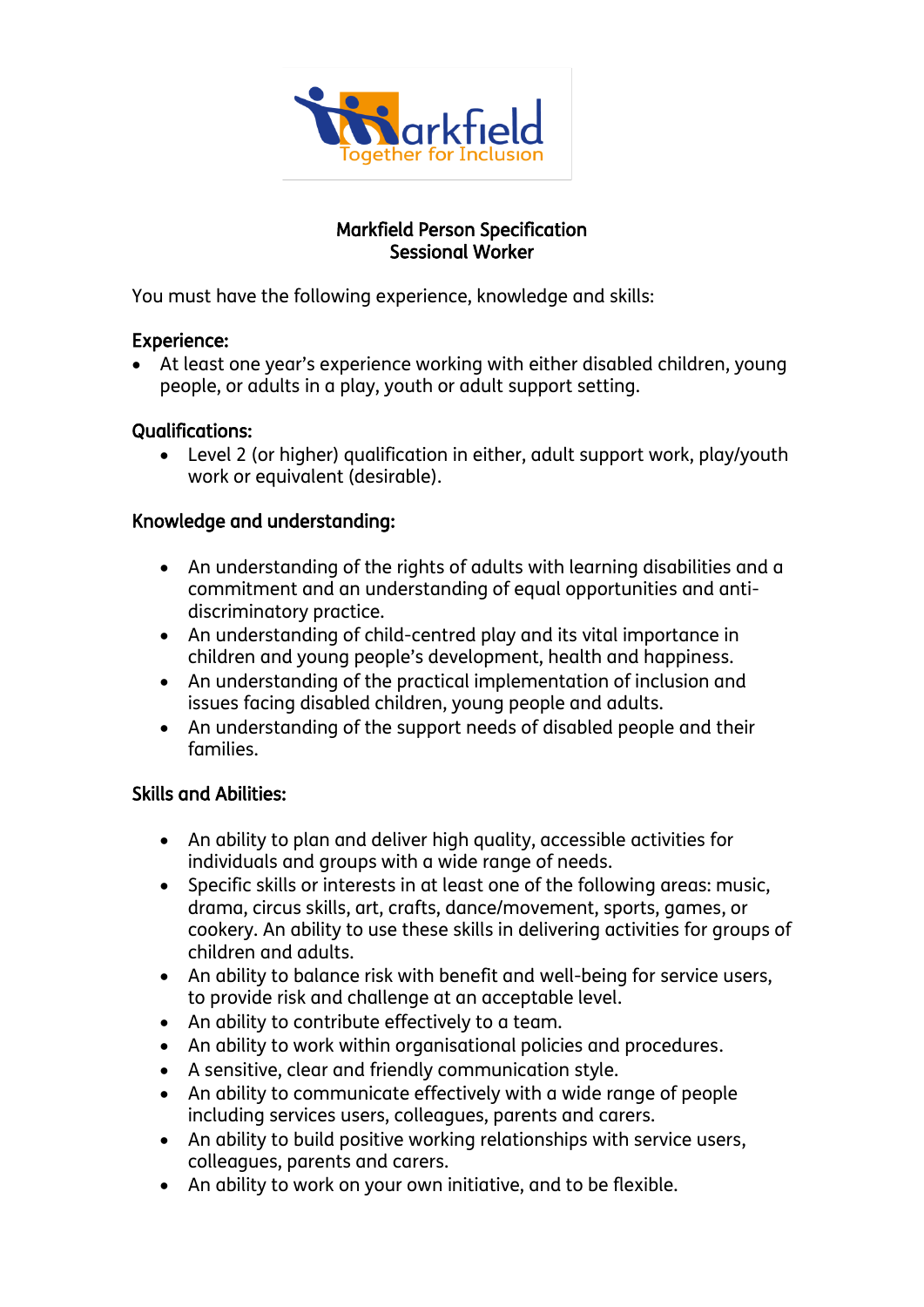Markfield
Together for Inclusion

**Markfield Person Specification**
**Sessional Worker**

You must have the following experience, knowledge and skills:

**Experience:**

- At least one year's experience working with either disabled children, young people, or adults in a play, youth or adult support setting.

**Qualifications:**

- Level 2 (or higher) qualification in either, adult support work, play/youth work or equivalent (desirable).

**Knowledge and understanding:**

- An understanding of the rights of adults with learning disabilities and a commitment and an understanding of equal opportunities and anti-discriminatory practice.
- An understanding of child-centred play and its vital importance in children and young people's development, health and happiness.
- An understanding of the practical implementation of inclusion and issues facing disabled children, young people and adults.
- An understanding of the support needs of disabled people and their families.

**Skills and Abilities:**

- An ability to plan and deliver high quality, accessible activities for individuals and groups with a wide range of needs.
- Specific skills or interests in at least one of the following areas: music, drama, circus skills, art, crafts, dance/movement, sports, games, or cookery. An ability to use these skills in delivering activities for groups of children and adults.
- An ability to balance risk with benefit and well-being for service users, to provide risk and challenge at an acceptable level.
- An ability to contribute effectively to a team.
- An ability to work within organisational policies and procedures.
- A sensitive, clear and friendly communication style.
- An ability to communicate effectively with a wide range of people including services users, colleagues, parents and carers.
- An ability to build positive working relationships with service users, colleagues, parents and carers.
- An ability to work on your own initiative, and to be flexible.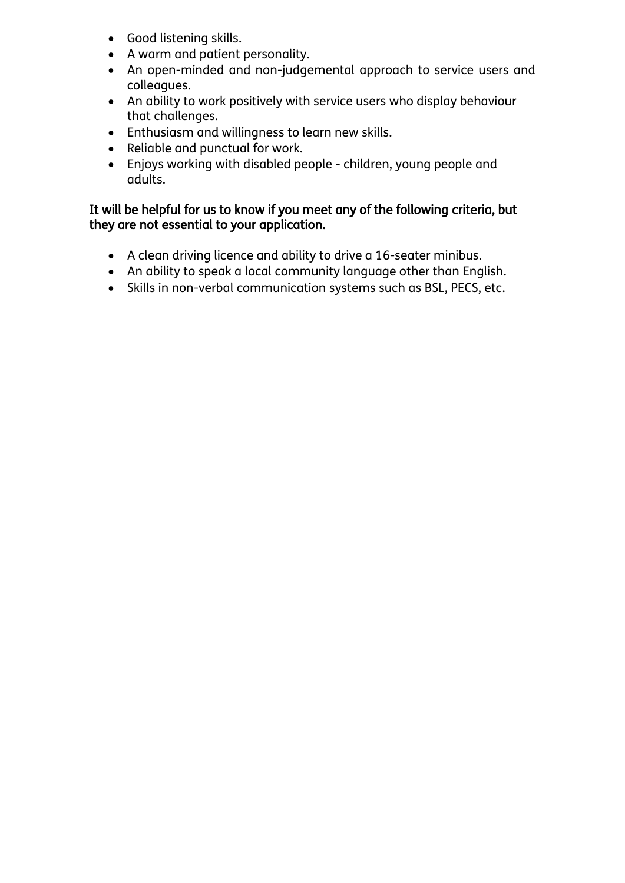- Good listening skills.
- A warm and patient personality.
- An open-minded and non-judgemental approach to service users and colleagues.
- An ability to work positively with service users who display behaviour that challenges.
- Enthusiasm and willingness to learn new skills.
- Reliable and punctual for work.
- Enjoys working with disabled people - children, young people and adults.

**It will be helpful for us to know if you meet any of the following criteria, but they are not essential to your application.**

- A clean driving licence and ability to drive a 16-seater minibus.
- An ability to speak a local community language other than English.
- Skills in non-verbal communication systems such as BSL, PECS, etc.